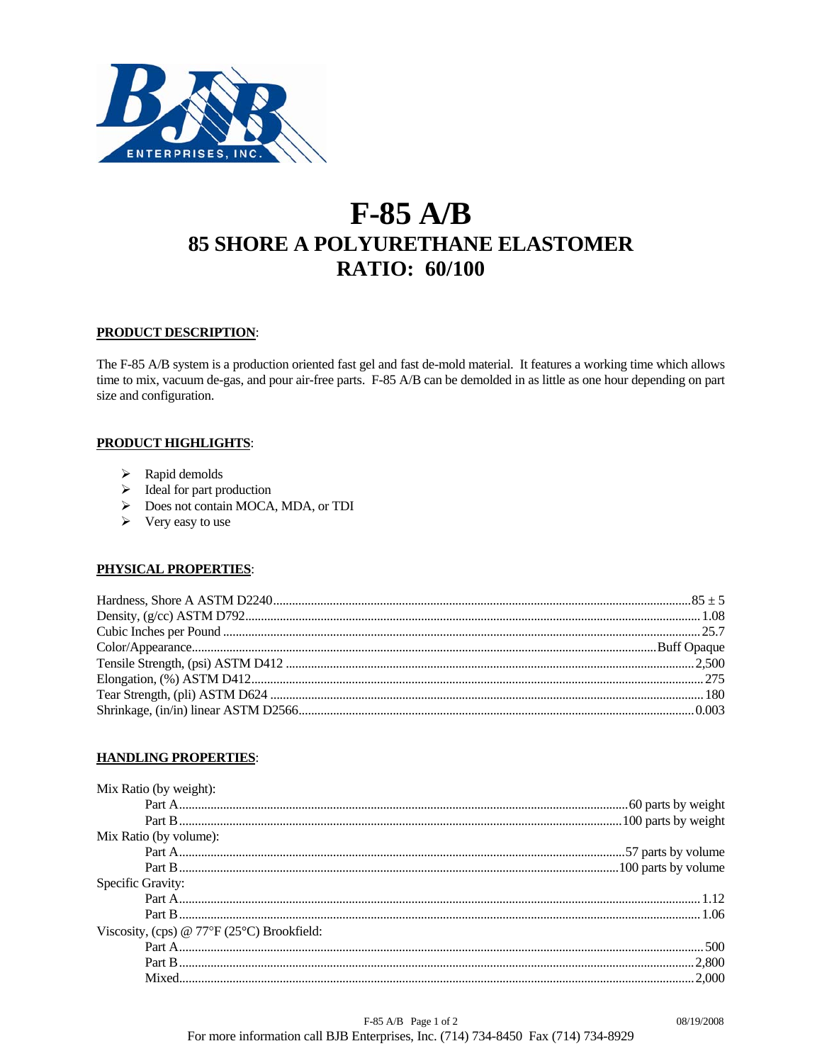# F-85 A/B

## 85 SHORE A POLYURETHANE ELASTOMER

## RATIO: 60/100

**PRODUCT DESCRIPTION**:

The F-85 A/B system is a production oriented fast gel and fast de-mold material. It features a working time which allows time to mix, vacuum de-gas, and pour air-free parts. F-85 A/B can be demolded in as little as one hour depending on part size and configuration.

**PRODUCT HIGHLIGHTS**:

- Rapid demolds
- Ideal for part production
- Does not contain MOCA, MDA, or TDI
- Very easy to use

**PHYSICAL PROPERTIES**:

| Property | Value |
|---|---|
| Hardness, Shore A ASTM D2240 | 85 ± 5 |
| Density, (g/cc) ASTM D792 | 1.08 |
| Cubic Inches per Pound | 25.7 |
| Color/Appearance | Buff Opaque |
| Tensile Strength, (psi) ASTM D412 | 2,500 |
| Elongation, (%) ASTM D412 | 275 |
| Tear Strength, (pli) ASTM D624 | 180 |
| Shrinkage, (in/in) linear ASTM D2566 | 0.003 |

**HANDLING PROPERTIES**:

| Property | Value |
|---|---|
| Mix Ratio (by weight): | |
| Part A | 60 parts by weight |
| Part B | 100 parts by weight |
| Mix Ratio (by volume): | |
| Part A | 57 parts by volume |
| Part B | 100 parts by volume |
| Specific Gravity: | |
| Part A | 1.12 |
| Part B | 1.06 |
| Viscosity, (cps) @ 77°F (25°C) Brookfield: | |
| Part A | 500 |
| Part B | 2,800 |
| Mixed | 2,000 |

08/19/2008

For more information call BJB Enterprises, Inc. (714) 734-8450 Fax (714) 734-8929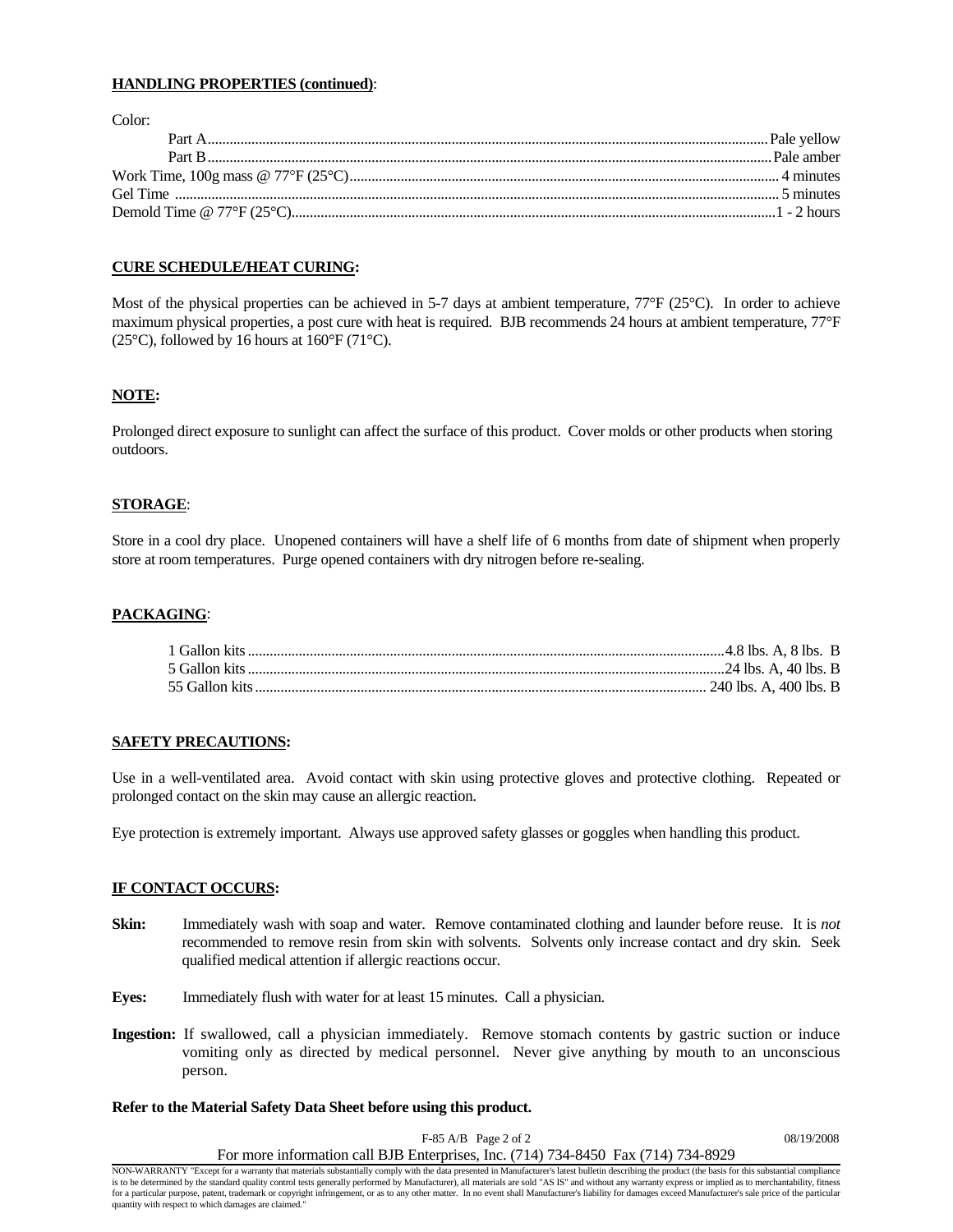**HANDLING PROPERTIES (continued)**:

| | |
|---|---|
| Color: | |
| Part A | Pale yellow |
| Part B | Pale amber |
| Work Time, 100g mass @ 77°F (25°C) | 4 minutes |
| Gel Time | 5 minutes |
| Demold Time @ 77°F (25°C) | 1 - 2 hours |

**CURE SCHEDULE/HEAT CURING:**

Most of the physical properties can be achieved in 5-7 days at ambient temperature, 77°F (25°C). In order to achieve maximum physical properties, a post cure with heat is required. BJB recommends 24 hours at ambient temperature, 77°F (25°C), followed by 16 hours at 160°F (71°C).

**NOTE:**

Prolonged direct exposure to sunlight can affect the surface of this product. Cover molds or other products when storing outdoors.

**STORAGE**:

Store in a cool dry place. Unopened containers will have a shelf life of 6 months from date of shipment when properly store at room temperatures. Purge opened containers with dry nitrogen before re-sealing.

**PACKAGING**:

| | |
|---|---|
| 1 Gallon kits | 4.8 lbs. A, 8 lbs. B |
| 5 Gallon kits | 24 lbs. A, 40 lbs. B |
| 55 Gallon kits | 240 lbs. A, 400 lbs. B |

**SAFETY PRECAUTIONS:**

Use in a well-ventilated area. Avoid contact with skin using protective gloves and protective clothing. Repeated or prolonged contact on the skin may cause an allergic reaction.

Eye protection is extremely important. Always use approved safety glasses or goggles when handling this product.

**IF CONTACT OCCURS:**

**Skin:** Immediately wash with soap and water. Remove contaminated clothing and launder before reuse. It is *not* recommended to remove resin from skin with solvents. Solvents only increase contact and dry skin. Seek qualified medical attention if allergic reactions occur.

**Eyes:** Immediately flush with water for at least 15 minutes. Call a physician.

**Ingestion:** If swallowed, call a physician immediately. Remove stomach contents by gastric suction or induce vomiting only as directed by medical personnel. Never give anything by mouth to an unconscious person.

**Refer to the Material Safety Data Sheet before using this product.**

F-85 A/B 08/19/2008

For more information call BJB Enterprises, Inc. (714) 734-8450 Fax (714) 734-8929

NON-WARRANTY "Except for a warranty that materials substantially comply with the data presented in Manufacturer's latest bulletin describing the product (the basis for this substantial compliance is to be determined by the standard quality control tests generally performed by Manufacturer), all materials are sold "AS IS" and without any warranty express or implied as to merchantability, fitness for a particular purpose, patent, trademark or copyright infringement, or as to any other matter. In no event shall Manufacturer's liability for damages exceed Manufacturer's sale price of the particular quantity with respect to which damages are claimed."